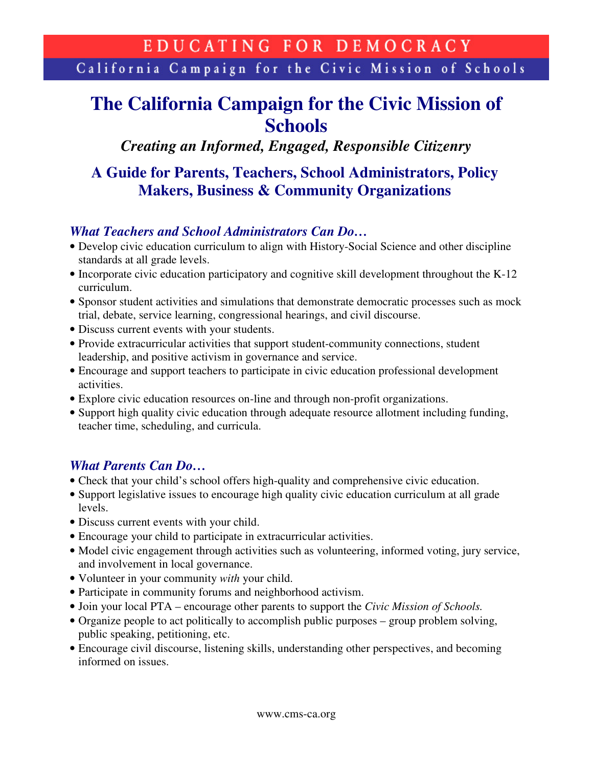EDUCATING FOR DEMOCRACY

California Campaign for the Civic Mission of Schools

# The California Campaign for the Civic Mission of Schools

***Creating an Informed, Engaged, Responsible Citizenry***

## A Guide for Parents, Teachers, School Administrators, Policy Makers, Business & Community Organizations

### *What Teachers and School Administrators Can Do…*

- Develop civic education curriculum to align with History-Social Science and other discipline standards at all grade levels.
- Incorporate civic education participatory and cognitive skill development throughout the K-12 curriculum.
- Sponsor student activities and simulations that demonstrate democratic processes such as mock trial, debate, service learning, congressional hearings, and civil discourse.
- Discuss current events with your students.
- Provide extracurricular activities that support student-community connections, student leadership, and positive activism in governance and service.
- Encourage and support teachers to participate in civic education professional development activities.
- Explore civic education resources on-line and through non-profit organizations.
- Support high quality civic education through adequate resource allotment including funding, teacher time, scheduling, and curricula.

### *What Parents Can Do…*

- Check that your child's school offers high-quality and comprehensive civic education.
- Support legislative issues to encourage high quality civic education curriculum at all grade levels.
- Discuss current events with your child.
- Encourage your child to participate in extracurricular activities.
- Model civic engagement through activities such as volunteering, informed voting, jury service, and involvement in local governance.
- Volunteer in your community *with* your child.
- Participate in community forums and neighborhood activism.
- Join your local PTA – encourage other parents to support the *Civic Mission of Schools.*
- Organize people to act politically to accomplish public purposes – group problem solving, public speaking, petitioning, etc.
- Encourage civil discourse, listening skills, understanding other perspectives, and becoming informed on issues.

www.cms-ca.org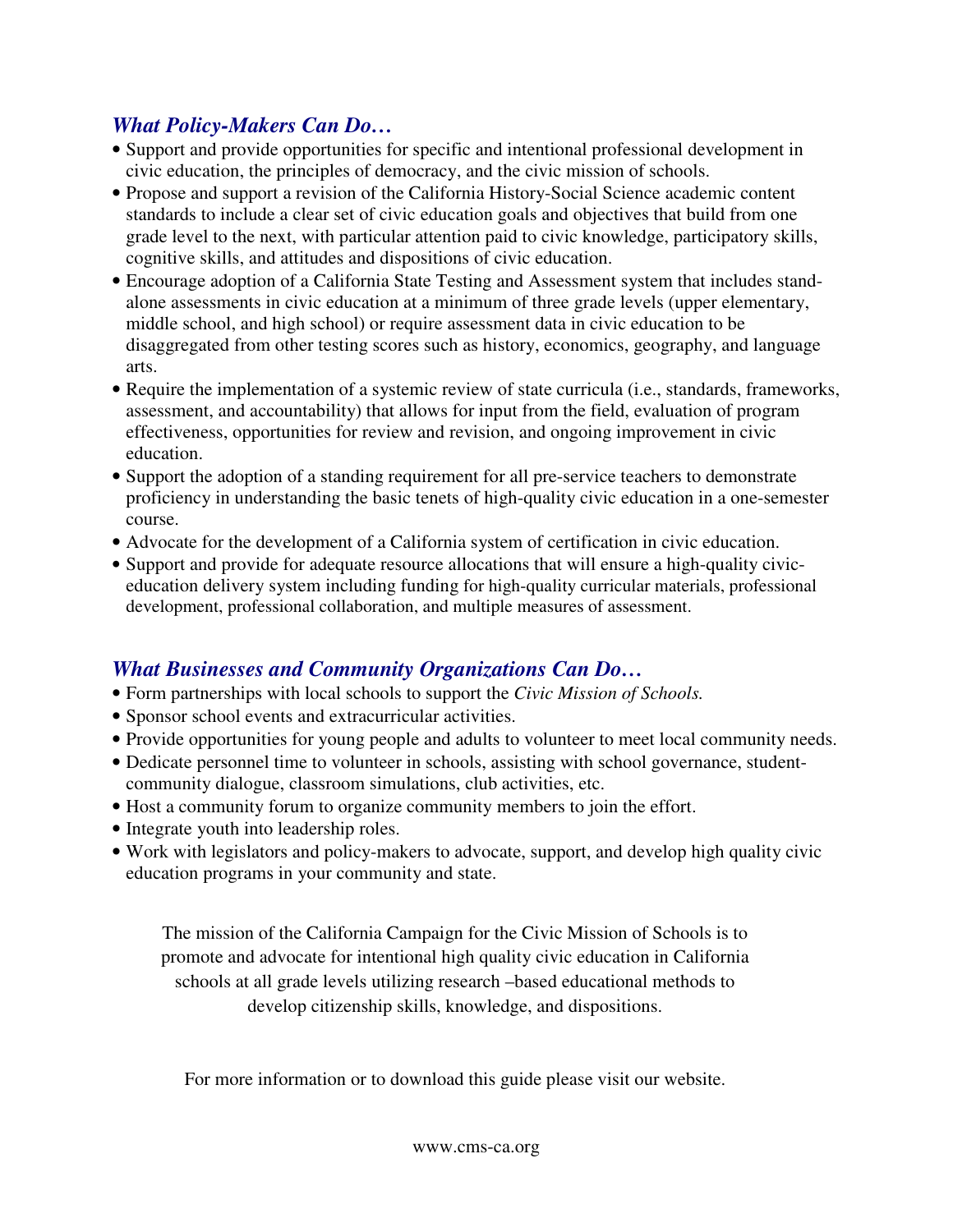## *What Policy-Makers Can Do…*

- Support and provide opportunities for specific and intentional professional development in civic education, the principles of democracy, and the civic mission of schools.
- Propose and support a revision of the California History-Social Science academic content standards to include a clear set of civic education goals and objectives that build from one grade level to the next, with particular attention paid to civic knowledge, participatory skills, cognitive skills, and attitudes and dispositions of civic education.
- Encourage adoption of a California State Testing and Assessment system that includes stand-alone assessments in civic education at a minimum of three grade levels (upper elementary, middle school, and high school) or require assessment data in civic education to be disaggregated from other testing scores such as history, economics, geography, and language arts.
- Require the implementation of a systemic review of state curricula (i.e., standards, frameworks, assessment, and accountability) that allows for input from the field, evaluation of program effectiveness, opportunities for review and revision, and ongoing improvement in civic education.
- Support the adoption of a standing requirement for all pre-service teachers to demonstrate proficiency in understanding the basic tenets of high-quality civic education in a one-semester course.
- Advocate for the development of a California system of certification in civic education.
- Support and provide for adequate resource allocations that will ensure a high-quality civic-education delivery system including funding for high-quality curricular materials, professional development, professional collaboration, and multiple measures of assessment.

## *What Businesses and Community Organizations Can Do…*

- Form partnerships with local schools to support the *Civic Mission of Schools.*
- Sponsor school events and extracurricular activities.
- Provide opportunities for young people and adults to volunteer to meet local community needs.
- Dedicate personnel time to volunteer in schools, assisting with school governance, student-community dialogue, classroom simulations, club activities, etc.
- Host a community forum to organize community members to join the effort.
- Integrate youth into leadership roles.
- Work with legislators and policy-makers to advocate, support, and develop high quality civic education programs in your community and state.

The mission of the California Campaign for the Civic Mission of Schools is to promote and advocate for intentional high quality civic education in California schools at all grade levels utilizing research –based educational methods to develop citizenship skills, knowledge, and dispositions.

For more information or to download this guide please visit our website.

www.cms-ca.org